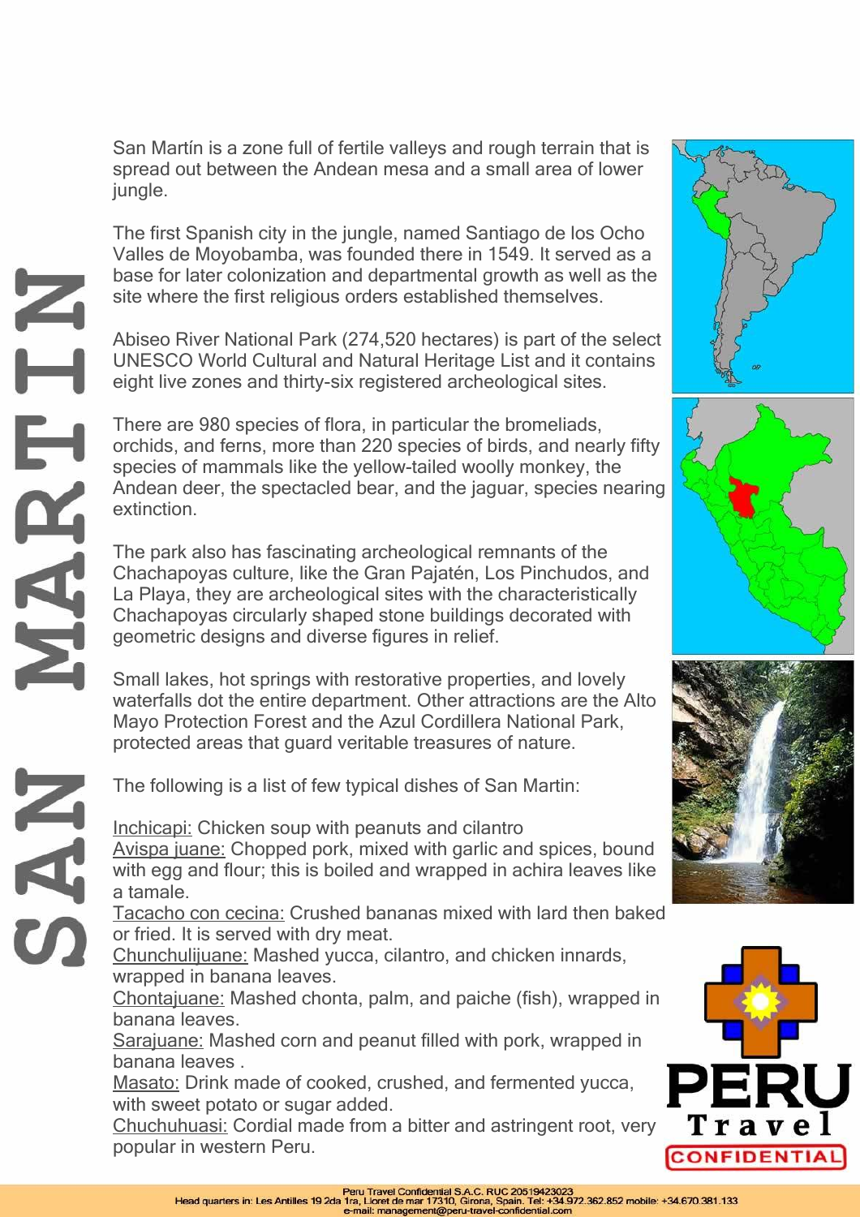# SAN MARTIN

San Martín is a zone full of fertile valleys and rough terrain that is spread out between the Andean mesa and a small area of lower jungle.

The first Spanish city in the jungle, named Santiago de los Ocho Valles de Moyobamba, was founded there in 1549. It served as a base for later colonization and departmental growth as well as the site where the first religious orders established themselves.

Abiseo River National Park (274,520 hectares) is part of the select UNESCO World Cultural and Natural Heritage List and it contains eight live zones and thirty-six registered archeological sites.

There are 980 species of flora, in particular the bromeliads, orchids, and ferns, more than 220 species of birds, and nearly fifty species of mammals like the yellow-tailed woolly monkey, the Andean deer, the spectacled bear, and the jaguar, species nearing extinction.

The park also has fascinating archeological remnants of the Chachapoyas culture, like the Gran Pajatén, Los Pinchudos, and La Playa, they are archeological sites with the characteristically Chachapoyas circularly shaped stone buildings decorated with geometric designs and diverse figures in relief.

Small lakes, hot springs with restorative properties, and lovely waterfalls dot the entire department. Other attractions are the Alto Mayo Protection Forest and the Azul Cordillera National Park, protected areas that guard veritable treasures of nature.

The following is a list of few typical dishes of San Martin:

Inchicapi: Chicken soup with peanuts and cilantro
Avispa juane: Chopped pork, mixed with garlic and spices, bound with egg and flour; this is boiled and wrapped in achira leaves like a tamale.
Tacacho con cecina: Crushed bananas mixed with lard then baked or fried. It is served with dry meat.
Chunchulijuane: Mashed yucca, cilantro, and chicken innards, wrapped in banana leaves.
Chontajuane: Mashed chonta, palm, and paiche (fish), wrapped in banana leaves.
Sarajuane: Mashed corn and peanut filled with pork, wrapped in banana leaves .
Masato: Drink made of cooked, crushed, and fermented yucca, with sweet potato or sugar added.
Chuchuhuasi: Cordial made from a bitter and astringent root, very popular in western Peru.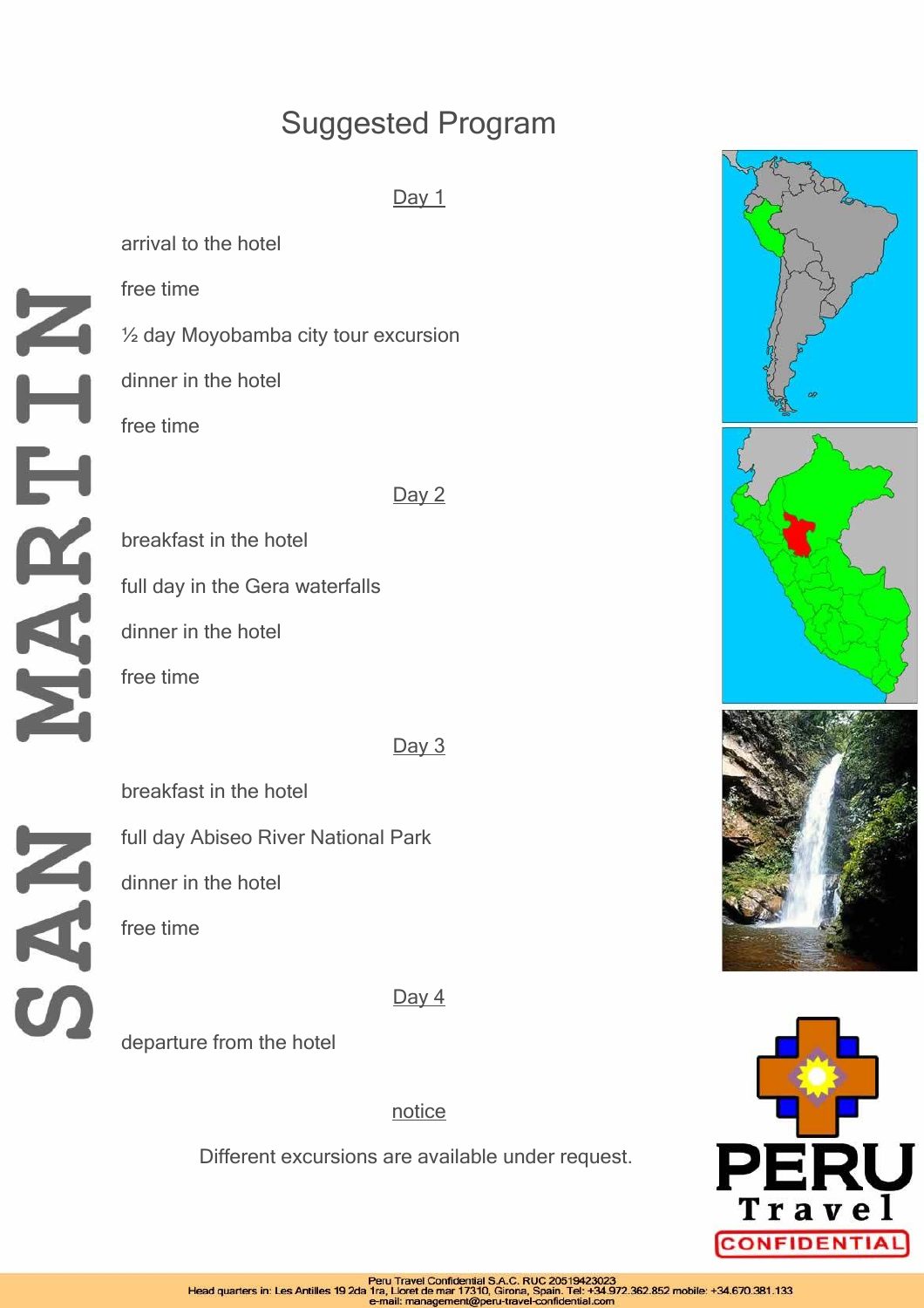# Suggested Program

SAN MARTIN

## Day 1

arrival to the hotel

free time

½ day Moyobamba city tour excursion

dinner in the hotel

free time

## Day 2

breakfast in the hotel

full day in the Gera waterfalls

dinner in the hotel

free time

## Day 3

breakfast in the hotel

full day Abiseo River National Park

dinner in the hotel

free time

## Day 4

departure from the hotel

## notice

Different excursions are available under request.

PERU Travel CONFIDENTIAL

Peru Travel Confidential S.A.C. RUC 20519423023
Head quarters in: Les Antilles 19 2da 1ra, Lloret de mar 17310, Girona, Spain. Tel: +34.972.362.852 mobile: +34.670.381.133
e-mail: management@peru-travel-confidential.com